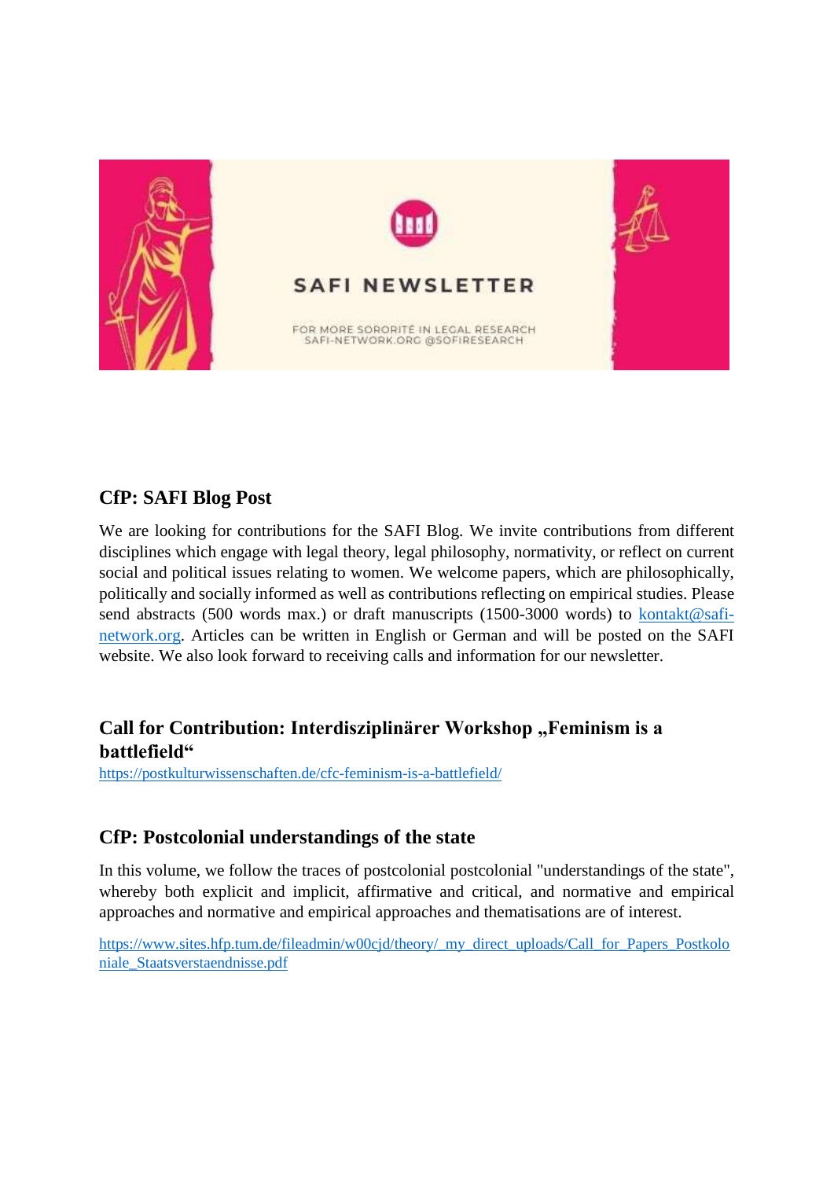SAFI NEWSLETTER

FOR MORE SORORITÉ IN LEGAL RESEARCH
SAFI-NETWORK.ORG @SOFIRESEARCH

## CfP: SAFI Blog Post

We are looking for contributions for the SAFI Blog. We invite contributions from different disciplines which engage with legal theory, legal philosophy, normativity, or reflect on current social and political issues relating to women. We welcome papers, which are philosophically, politically and socially informed as well as contributions reflecting on empirical studies. Please send abstracts (500 words max.) or draft manuscripts (1500-3000 words) to kontakt@safi-network.org. Articles can be written in English or German and will be posted on the SAFI website. We also look forward to receiving calls and information for our newsletter.

## Call for Contribution: Interdisziplinärer Workshop „Feminism is a battlefield"

https://postkulturwissenschaften.de/cfc-feminism-is-a-battlefield/

## CfP: Postcolonial understandings of the state

In this volume, we follow the traces of postcolonial postcolonial "understandings of the state", whereby both explicit and implicit, affirmative and critical, and normative and empirical approaches and normative and empirical approaches and thematisations are of interest.

https://www.sites.hfp.tum.de/fileadmin/w00cjd/theory/_my_direct_uploads/Call_for_Papers_Postkoloniale_Staatsverstaendnisse.pdf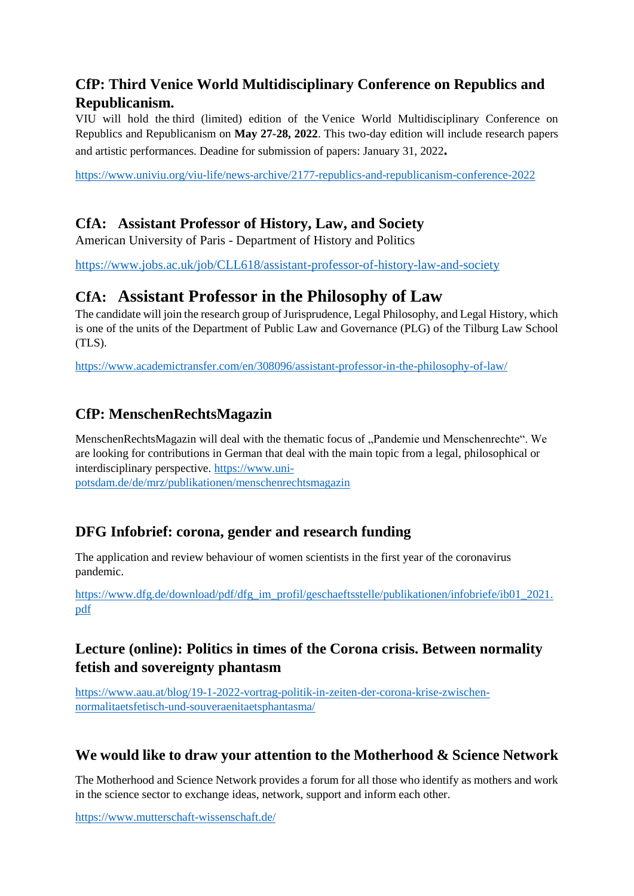## CfP: Third Venice World Multidisciplinary Conference on Republics and Republicanism.

VIU will hold the third (limited) edition of the Venice World Multidisciplinary Conference on Republics and Republicanism on **May 27-28, 2022**. This two-day edition will include research papers and artistic performances. Deadine for submission of papers: January 31, 2022**.**

https://www.univiu.org/viu-life/news-archive/2177-republics-and-republicanism-conference-2022

## CfA: Assistant Professor of History, Law, and Society

American University of Paris - Department of History and Politics

https://www.jobs.ac.uk/job/CLL618/assistant-professor-of-history-law-and-society

## CfA: Assistant Professor in the Philosophy of Law

The candidate will join the research group of Jurisprudence, Legal Philosophy, and Legal History, which is one of the units of the Department of Public Law and Governance (PLG) of the Tilburg Law School (TLS).

https://www.academictransfer.com/en/308096/assistant-professor-in-the-philosophy-of-law/

## CfP: MenschenRechtsMagazin

MenschenRechtsMagazin will deal with the thematic focus of „Pandemie und Menschenrechte". We are looking for contributions in German that deal with the main topic from a legal, philosophical or interdisciplinary perspective. https://www.uni-potsdam.de/de/mrz/publikationen/menschenrechtsmagazin

## DFG Infobrief: corona, gender and research funding

The application and review behaviour of women scientists in the first year of the coronavirus pandemic.

https://www.dfg.de/download/pdf/dfg_im_profil/geschaeftsstelle/publikationen/infobriefe/ib01_2021.pdf

## Lecture (online): Politics in times of the Corona crisis. Between normality fetish and sovereignty phantasm

https://www.aau.at/blog/19-1-2022-vortrag-politik-in-zeiten-der-corona-krise-zwischen-normalitaetsfetisch-und-souveraenitaetsphantasma/

## We would like to draw your attention to the Motherhood & Science Network

The Motherhood and Science Network provides a forum for all those who identify as mothers and work in the science sector to exchange ideas, network, support and inform each other.

https://www.mutterschaft-wissenschaft.de/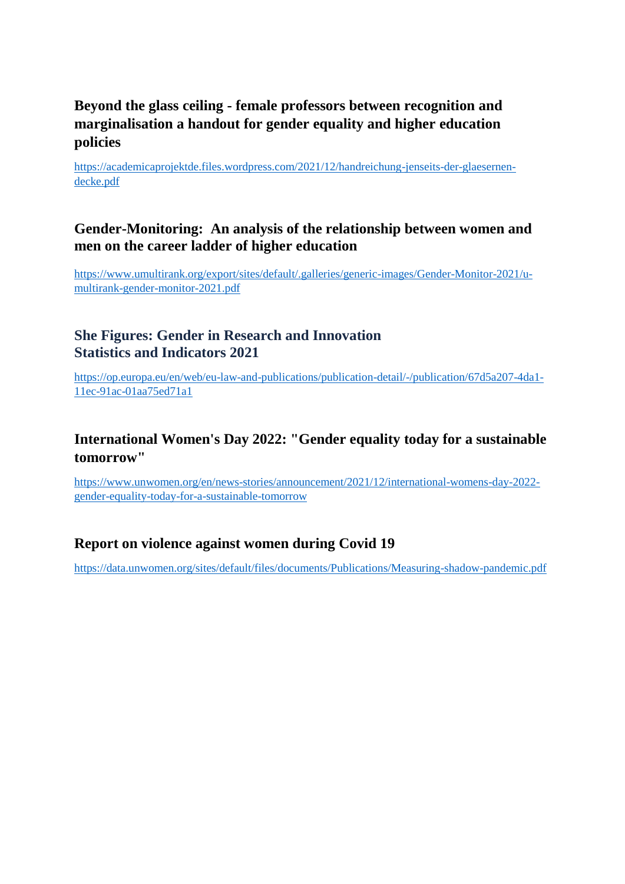### Beyond the glass ceiling - female professors between recognition and marginalisation a handout for gender equality and higher education policies

https://academicaprojektde.files.wordpress.com/2021/12/handreichung-jenseits-der-glaesernen-decke.pdf

### Gender-Monitoring: An analysis of the relationship between women and men on the career ladder of higher education

https://www.umultirank.org/export/sites/default/.galleries/generic-images/Gender-Monitor-2021/u-multirank-gender-monitor-2021.pdf

### She Figures: Gender in Research and Innovation Statistics and Indicators 2021

https://op.europa.eu/en/web/eu-law-and-publications/publication-detail/-/publication/67d5a207-4da1-11ec-91ac-01aa75ed71a1

### International Women's Day 2022: "Gender equality today for a sustainable tomorrow"

https://www.unwomen.org/en/news-stories/announcement/2021/12/international-womens-day-2022-gender-equality-today-for-a-sustainable-tomorrow

### Report on violence against women during Covid 19

https://data.unwomen.org/sites/default/files/documents/Publications/Measuring-shadow-pandemic.pdf